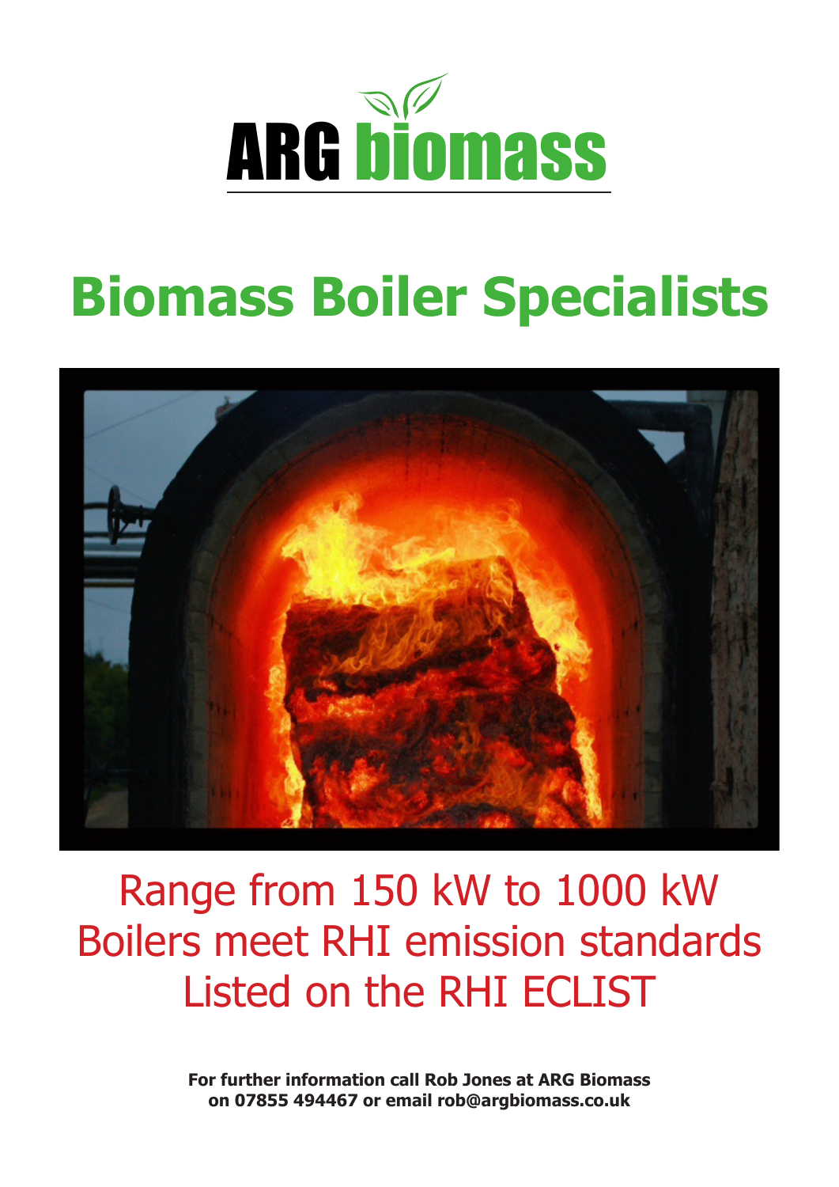# ARG biomass

## Biomass Boiler Specialists

Range from 150 kW to 1000 kW
Boilers meet RHI emission standards
Listed on the RHI ECLIST

**For further information call Rob Jones at ARG Biomass on 07855 494467 or email rob@argbiomass.co.uk**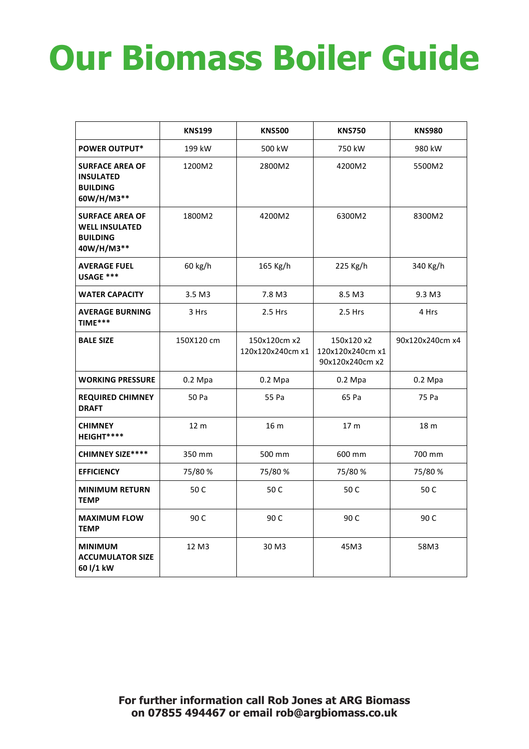# Our Biomass Boiler Guide

| | KNS199 | KNS500 | KNS750 | KNS980 |
|---|---|---|---|---|
| **POWER OUTPUT*** | 199 kW | 500 kW | 750 kW | 980 kW |
| **SURFACE AREA OF INSULATED BUILDING 60W/H/M3**** | 1200M2 | 2800M2 | 4200M2 | 5500M2 |
| **SURFACE AREA OF WELL INSULATED BUILDING 40W/H/M3**** | 1800M2 | 4200M2 | 6300M2 | 8300M2 |
| **AVERAGE FUEL USAGE ***** | 60 kg/h | 165 Kg/h | 225 Kg/h | 340 Kg/h |
| **WATER CAPACITY** | 3.5 M3 | 7.8 M3 | 8.5 M3 | 9.3 M3 |
| **AVERAGE BURNING TIME***** | 3 Hrs | 2.5 Hrs | 2.5 Hrs | 4 Hrs |
| **BALE SIZE** | 150X120 cm | 150x120cm x2 120x120x240cm x1 | 150x120 x2 120x120x240cm x1 90x120x240cm x2 | 90x120x240cm x4 |
| **WORKING PRESSURE** | 0.2 Mpa | 0.2 Mpa | 0.2 Mpa | 0.2 Mpa |
| **REQUIRED CHIMNEY DRAFT** | 50 Pa | 55 Pa | 65 Pa | 75 Pa |
| **CHIMNEY HEIGHT******* | 12 m | 16 m | 17 m | 18 m |
| **CHIMNEY SIZE******* | 350 mm | 500 mm | 600 mm | 700 mm |
| **EFFICIENCY** | 75/80 % | 75/80 % | 75/80 % | 75/80 % |
| **MINIMUM RETURN TEMP** | 50 C | 50 C | 50 C | 50 C |
| **MAXIMUM FLOW TEMP** | 90 C | 90 C | 90 C | 90 C |
| **MINIMUM ACCUMULATOR SIZE 60 l/1 kW** | 12 M3 | 30 M3 | 45M3 | 58M3 |

**For further information call Rob Jones at ARG Biomass on 07855 494467 or email rob@argbiomass.co.uk**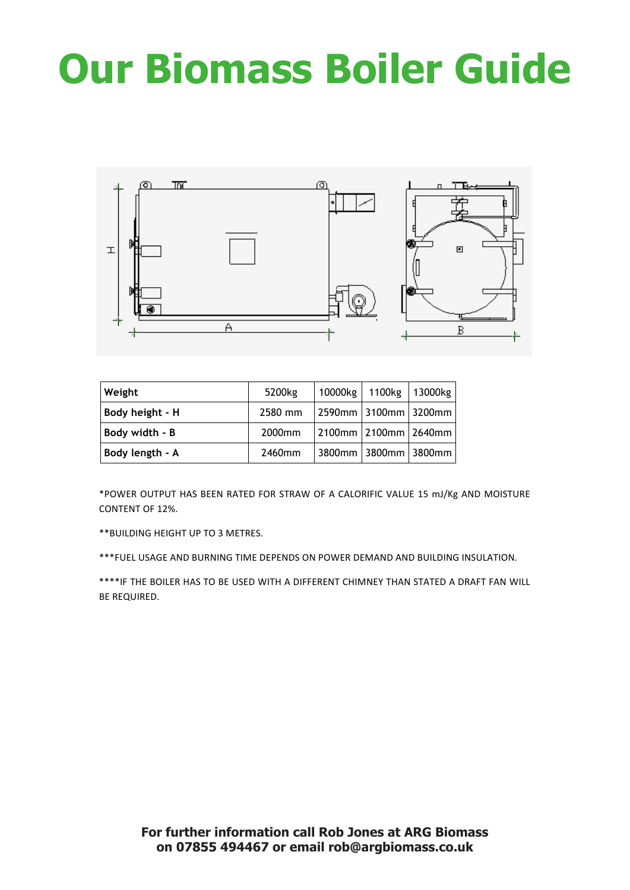# Our Biomass Boiler Guide

| | | | | |
|---|---|---|---|---|
| **Weight** | 5200kg | 10000kg | 1100kg | 13000kg |
| **Body height - H** | 2580 mm | 2590mm | 3100mm | 3200mm |
| **Body width - B** | 2000mm | 2100mm | 2100mm | 2640mm |
| **Body length - A** | 2460mm | 3800mm | 3800mm | 3800mm |

*POWER OUTPUT HAS BEEN RATED FOR STRAW OF A CALORIFIC VALUE 15 mJ/Kg AND MOISTURE CONTENT OF 12%.

**BUILDING HEIGHT UP TO 3 METRES.

***FUEL USAGE AND BURNING TIME DEPENDS ON POWER DEMAND AND BUILDING INSULATION.

****IF THE BOILER HAS TO BE USED WITH A DIFFERENT CHIMNEY THAN STATED A DRAFT FAN WILL BE REQUIRED.

**For further information call Rob Jones at ARG Biomass on 07855 494467 or email rob@argbiomass.co.uk**